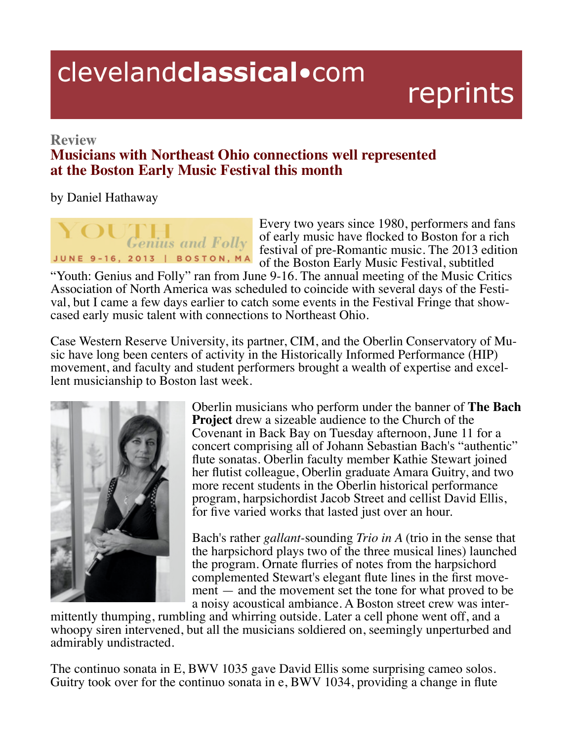clevelandclassical•com reprints

**Review**

## Musicians with Northeast Ohio connections well represented at the Boston Early Music Festival this month

by Daniel Hathaway

Every two years since 1980, performers and fans of early music have flocked to Boston for a rich festival of pre-Romantic music. The 2013 edition of the Boston Early Music Festival, subtitled "Youth: Genius and Folly" ran from June 9-16. The annual meeting of the Music Critics Association of North America was scheduled to coincide with several days of the Festival, but I came a few days earlier to catch some events in the Festival Fringe that showcased early music talent with connections to Northeast Ohio.

Case Western Reserve University, its partner, CIM, and the Oberlin Conservatory of Music have long been centers of activity in the Historically Informed Performance (HIP) movement, and faculty and student performers brought a wealth of expertise and excellent musicianship to Boston last week.

Oberlin musicians who perform under the banner of **The Bach Project** drew a sizeable audience to the Church of the Covenant in Back Bay on Tuesday afternoon, June 11 for a concert comprising all of Johann Sebastian Bach's "authentic" flute sonatas. Oberlin faculty member Kathie Stewart joined her flutist colleague, Oberlin graduate Amara Guitry, and two more recent students in the Oberlin historical performance program, harpsichordist Jacob Street and cellist David Ellis, for five varied works that lasted just over an hour.

Bach's rather *gallant*-sounding *Trio in A* (trio in the sense that the harpsichord plays two of the three musical lines) launched the program. Ornate flurries of notes from the harpsichord complemented Stewart's elegant flute lines in the first movement — and the movement set the tone for what proved to be a noisy acoustical ambiance. A Boston street crew was intermittently thumping, rumbling and whirring outside. Later a cell phone went off, and a whoopy siren intervened, but all the musicians soldiered on, seemingly unperturbed and admirably undistracted.

The continuo sonata in E, BWV 1035 gave David Ellis some surprising cameo solos. Guitry took over for the continuo sonata in e, BWV 1034, providing a change in flute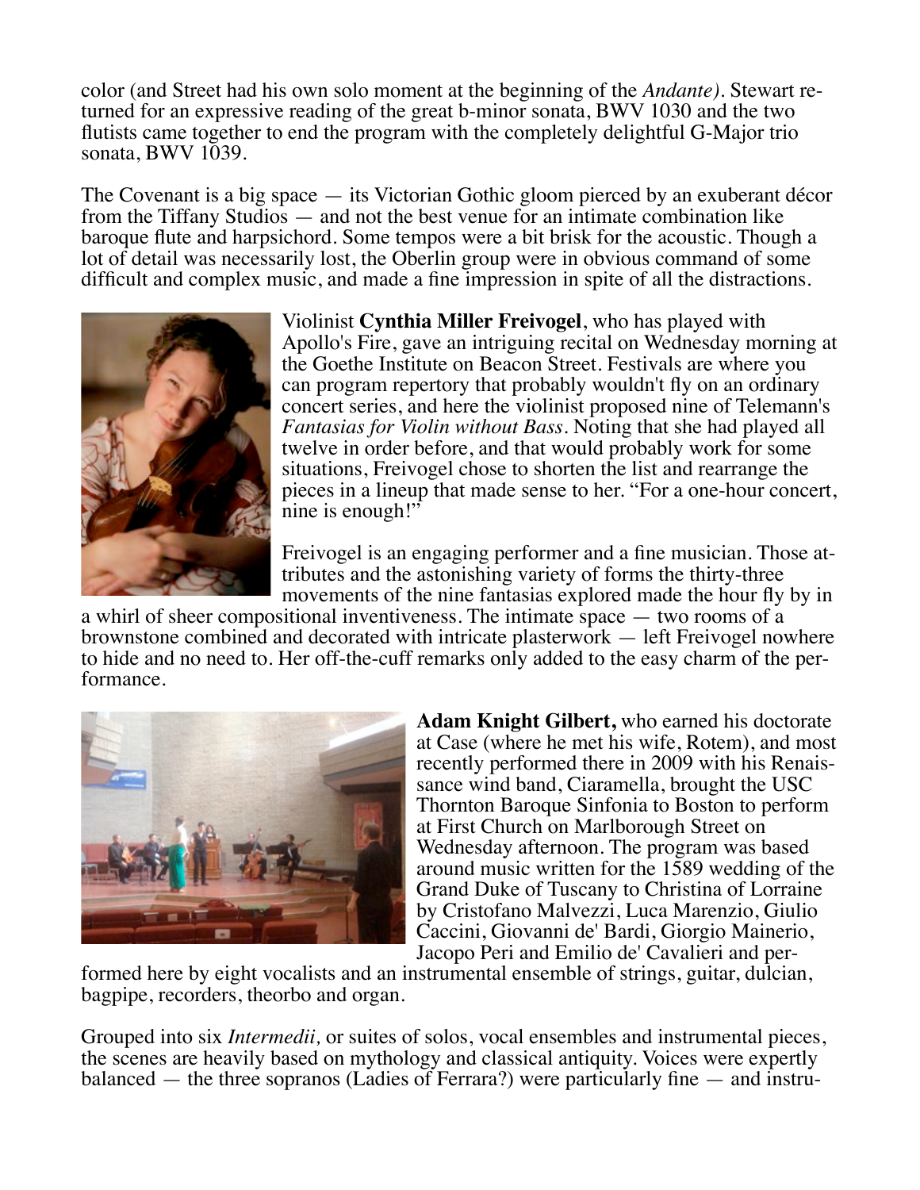color (and Street had his own solo moment at the beginning of the *Andante)*. Stewart returned for an expressive reading of the great b-minor sonata, BWV 1030 and the two flutists came together to end the program with the completely delightful G-Major trio sonata, BWV 1039.

The Covenant is a big space — its Victorian Gothic gloom pierced by an exuberant décor from the Tiffany Studios — and not the best venue for an intimate combination like baroque flute and harpsichord. Some tempos were a bit brisk for the acoustic. Though a lot of detail was necessarily lost, the Oberlin group were in obvious command of some difficult and complex music, and made a fine impression in spite of all the distractions.

Violinist **Cynthia Miller Freivogel**, who has played with Apollo's Fire, gave an intriguing recital on Wednesday morning at the Goethe Institute on Beacon Street. Festivals are where you can program repertory that probably wouldn't fly on an ordinary concert series, and here the violinist proposed nine of Telemann's *Fantasias for Violin without Bass*. Noting that she had played all twelve in order before, and that would probably work for some situations, Freivogel chose to shorten the list and rearrange the pieces in a lineup that made sense to her. "For a one-hour concert, nine is enough!"

Freivogel is an engaging performer and a fine musician. Those attributes and the astonishing variety of forms the thirty-three movements of the nine fantasias explored made the hour fly by in a whirl of sheer compositional inventiveness. The intimate space — two rooms of a brownstone combined and decorated with intricate plasterwork — left Freivogel nowhere to hide and no need to. Her off-the-cuff remarks only added to the easy charm of the performance.

**Adam Knight Gilbert,** who earned his doctorate at Case (where he met his wife, Rotem), and most recently performed there in 2009 with his Renaissance wind band, Ciaramella, brought the USC Thornton Baroque Sinfonia to Boston to perform at First Church on Marlborough Street on Wednesday afternoon. The program was based around music written for the 1589 wedding of the Grand Duke of Tuscany to Christina of Lorraine by Cristofano Malvezzi, Luca Marenzio, Giulio Caccini, Giovanni de' Bardi, Giorgio Mainerio, Jacopo Peri and Emilio de' Cavalieri and performed here by eight vocalists and an instrumental ensemble of strings, guitar, dulcian, bagpipe, recorders, theorbo and organ.

Grouped into six *Intermedii,* or suites of solos, vocal ensembles and instrumental pieces, the scenes are heavily based on mythology and classical antiquity. Voices were expertly balanced — the three sopranos (Ladies of Ferrara?) were particularly fine — and instru-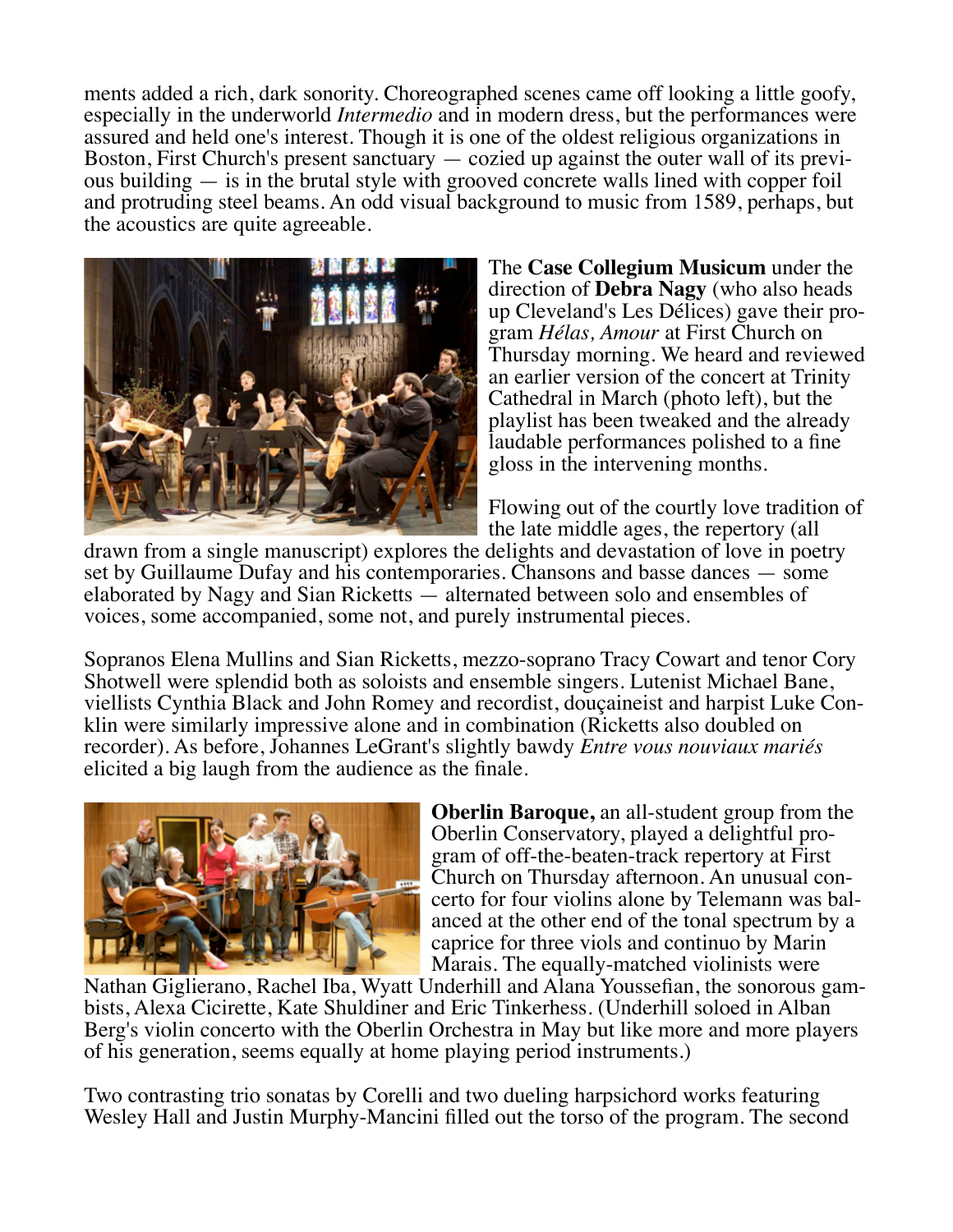ments added a rich, dark sonority. Choreographed scenes came off looking a little goofy, especially in the underworld *Intermedio* and in modern dress, but the performances were assured and held one's interest. Though it is one of the oldest religious organizations in Boston, First Church's present sanctuary — cozied up against the outer wall of its previous building — is in the brutal style with grooved concrete walls lined with copper foil and protruding steel beams. An odd visual background to music from 1589, perhaps, but the acoustics are quite agreeable.

The **Case Collegium Musicum** under the direction of **Debra Nagy** (who also heads up Cleveland's Les Délices) gave their program *Hélas, Amour* at First Church on Thursday morning. We heard and reviewed an earlier version of the concert at Trinity Cathedral in March (photo left), but the playlist has been tweaked and the already laudable performances polished to a fine gloss in the intervening months.

Flowing out of the courtly love tradition of the late middle ages, the repertory (all drawn from a single manuscript) explores the delights and devastation of love in poetry set by Guillaume Dufay and his contemporaries. Chansons and basse dances — some elaborated by Nagy and Sian Ricketts — alternated between solo and ensembles of voices, some accompanied, some not, and purely instrumental pieces.

Sopranos Elena Mullins and Sian Ricketts, mezzo-soprano Tracy Cowart and tenor Cory Shotwell were splendid both as soloists and ensemble singers. Lutenist Michael Bane, viellists Cynthia Black and John Romey and recordist, douçaineist and harpist Luke Conklin were similarly impressive alone and in combination (Ricketts also doubled on recorder). As before, Johannes LeGrant's slightly bawdy *Entre vous nouviaux mariés* elicited a big laugh from the audience as the finale.

**Oberlin Baroque,** an all-student group from the Oberlin Conservatory, played a delightful program of off-the-beaten-track repertory at First Church on Thursday afternoon. An unusual concerto for four violins alone by Telemann was balanced at the other end of the tonal spectrum by a caprice for three viols and continuo by Marin Marais. The equally-matched violinists were Nathan Giglierano, Rachel Iba, Wyatt Underhill and Alana Youssefian, the sonorous gambists, Alexa Cicirette, Kate Shuldiner and Eric Tinkerhess. (Underhill soloed in Alban Berg's violin concerto with the Oberlin Orchestra in May but like more and more players of his generation, seems equally at home playing period instruments.)

Two contrasting trio sonatas by Corelli and two dueling harpsichord works featuring Wesley Hall and Justin Murphy-Mancini filled out the torso of the program. The second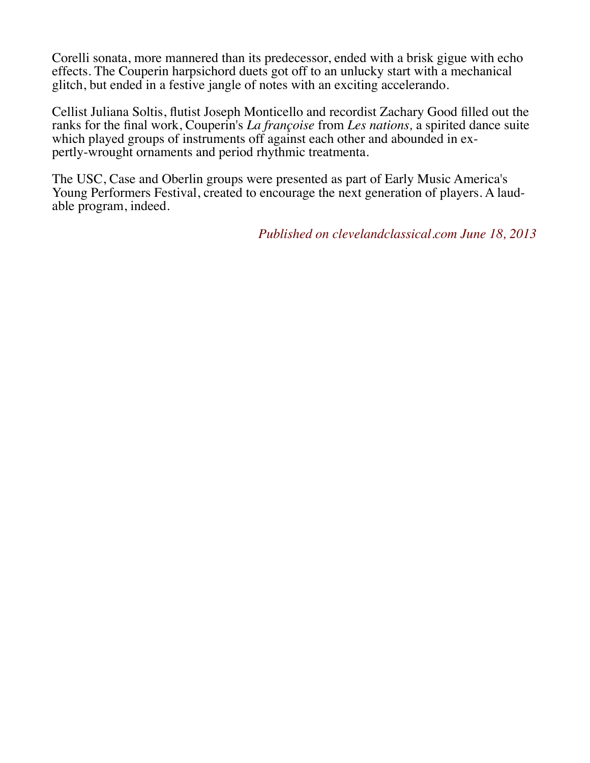Corelli sonata, more mannered than its predecessor, ended with a brisk gigue with echo effects. The Couperin harpsichord duets got off to an unlucky start with a mechanical glitch, but ended in a festive jangle of notes with an exciting accelerando.

Cellist Juliana Soltis, flutist Joseph Monticello and recordist Zachary Good filled out the ranks for the final work, Couperin's *La françoise* from *Les nations,* a spirited dance suite which played groups of instruments off against each other and abounded in expertly-wrought ornaments and period rhythmic treatmenta.

The USC, Case and Oberlin groups were presented as part of Early Music America's Young Performers Festival, created to encourage the next generation of players. A laudable program, indeed.

*Published on clevelandclassical.com June 18, 2013*